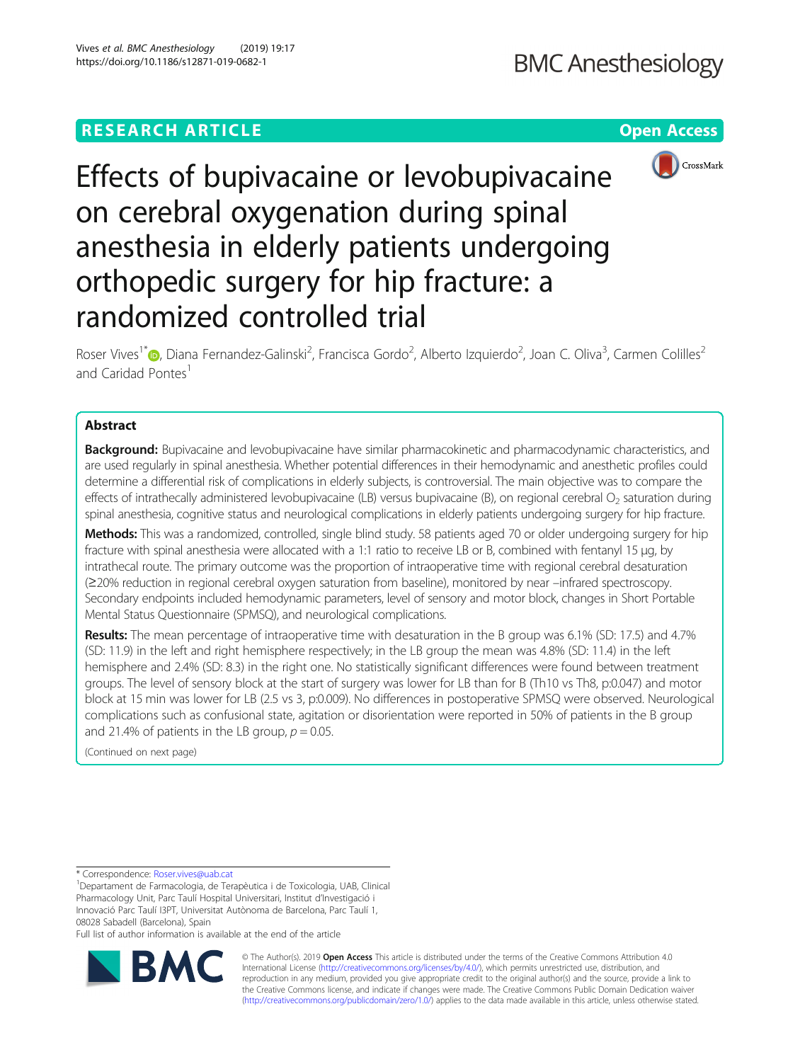RESEARCH ARTICLE

Open Access

# Effects of bupivacaine or levobupivacaine on cerebral oxygenation during spinal anesthesia in elderly patients undergoing orthopedic surgery for hip fracture: a randomized controlled trial

Roser Vives[1*], Diana Fernandez-Galinski[2], Francisca Gordo[2], Alberto Izquierdo[2], Joan C. Oliva[3], Carmen Colilles[2] and Caridad Pontes[1]

## Abstract

**Background:** Bupivacaine and levobupivacaine have similar pharmacokinetic and pharmacodynamic characteristics, and are used regularly in spinal anesthesia. Whether potential differences in their hemodynamic and anesthetic profiles could determine a differential risk of complications in elderly subjects, is controversial. The main objective was to compare the effects of intrathecally administered levobupivacaine (LB) versus bupivacaine (B), on regional cerebral $O_2$ saturation during spinal anesthesia, cognitive status and neurological complications in elderly patients undergoing surgery for hip fracture.

**Methods:** This was a randomized, controlled, single blind study. 58 patients aged 70 or older undergoing surgery for hip fracture with spinal anesthesia were allocated with a 1:1 ratio to receive LB or B, combined with fentanyl 15 μg, by intrathecal route. The primary outcome was the proportion of intraoperative time with regional cerebral desaturation (≥20% reduction in regional cerebral oxygen saturation from baseline), monitored by near –infrared spectroscopy. Secondary endpoints included hemodynamic parameters, level of sensory and motor block, changes in Short Portable Mental Status Questionnaire (SPMSQ), and neurological complications.

**Results:** The mean percentage of intraoperative time with desaturation in the B group was 6.1% (SD: 17.5) and 4.7% (SD: 11.9) in the left and right hemisphere respectively; in the LB group the mean was 4.8% (SD: 11.4) in the left hemisphere and 2.4% (SD: 8.3) in the right one. No statistically significant differences were found between treatment groups. The level of sensory block at the start of surgery was lower for LB than for B (Th10 vs Th8, p:0.047) and motor block at 15 min was lower for LB (2.5 vs 3, p:0.009). No differences in postoperative SPMSQ were observed. Neurological complications such as confusional state, agitation or disorientation were reported in 50% of patients in the B group and 21.4% of patients in the LB group, $p = 0.05$.

(Continued on next page)

* Correspondence: Roser.vives@uab.cat

[1]Departament de Farmacologia, de Terapèutica i de Toxicologia, UAB, Clinical Pharmacology Unit, Parc Taulí Hospital Universitari, Institut d'Investigació i Innovació Parc Taulí I3PT, Universitat Autònoma de Barcelona, Parc Taulí 1, 08028 Sabadell (Barcelona), Spain

Full list of author information is available at the end of the article

© The Author(s). 2019 **Open Access** This article is distributed under the terms of the Creative Commons Attribution 4.0 International License (http://creativecommons.org/licenses/by/4.0/), which permits unrestricted use, distribution, and reproduction in any medium, provided you give appropriate credit to the original author(s) and the source, provide a link to the Creative Commons license, and indicate if changes were made. The Creative Commons Public Domain Dedication waiver (http://creativecommons.org/publicdomain/zero/1.0/) applies to the data made available in this article, unless otherwise stated.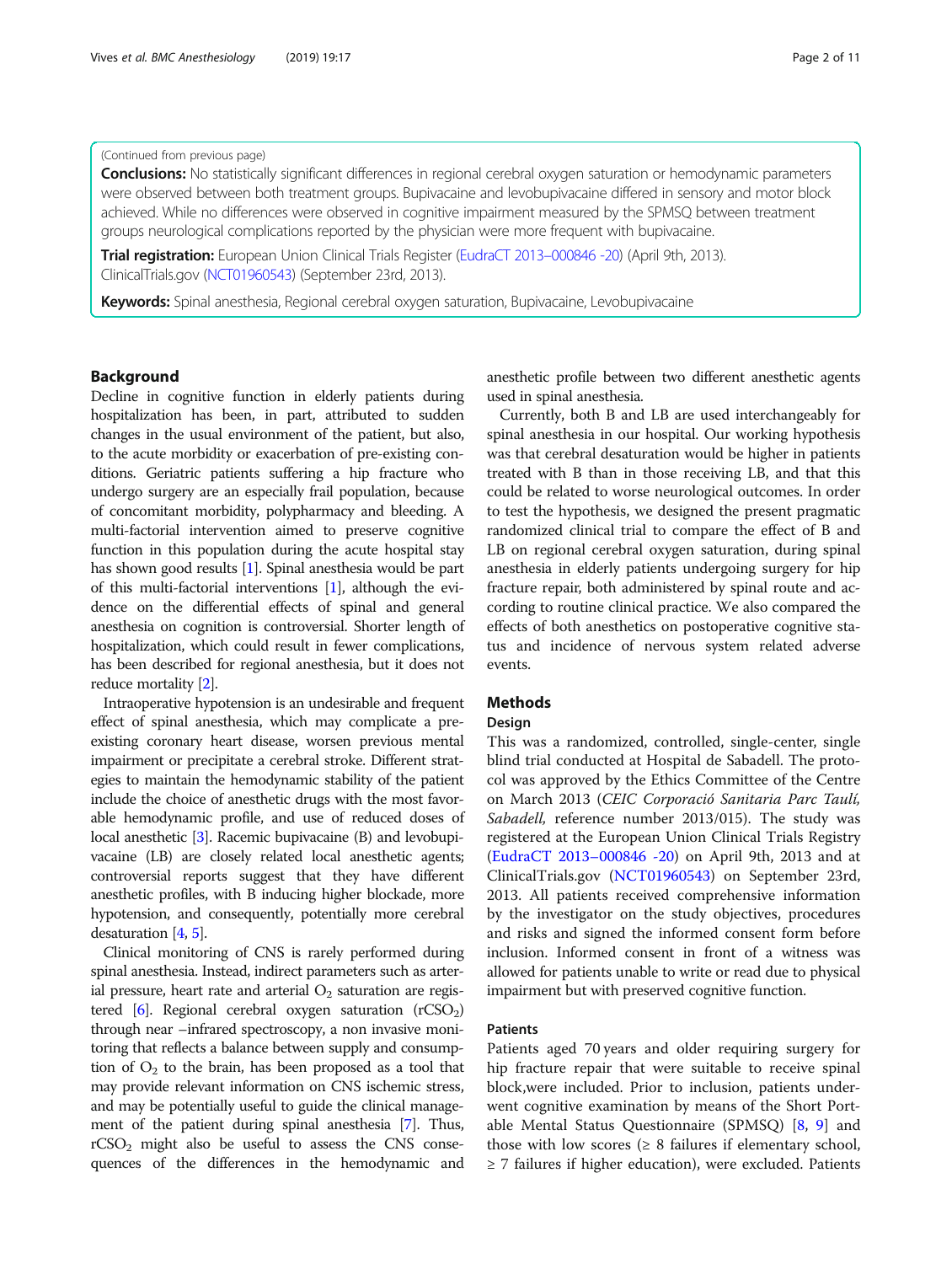(Continued from previous page)

**Conclusions:** No statistically significant differences in regional cerebral oxygen saturation or hemodynamic parameters were observed between both treatment groups. Bupivacaine and levobupivacaine differed in sensory and motor block achieved. While no differences were observed in cognitive impairment measured by the SPMSQ between treatment groups neurological complications reported by the physician were more frequent with bupivacaine.

**Trial registration:** European Union Clinical Trials Register (EudraCT 2013–000846 -20) (April 9th, 2013). ClinicalTrials.gov (NCT01960543) (September 23rd, 2013).

**Keywords:** Spinal anesthesia, Regional cerebral oxygen saturation, Bupivacaine, Levobupivacaine

## Background

Decline in cognitive function in elderly patients during hospitalization has been, in part, attributed to sudden changes in the usual environment of the patient, but also, to the acute morbidity or exacerbation of pre-existing conditions. Geriatric patients suffering a hip fracture who undergo surgery are an especially frail population, because of concomitant morbidity, polypharmacy and bleeding. A multi-factorial intervention aimed to preserve cognitive function in this population during the acute hospital stay has shown good results [1]. Spinal anesthesia would be part of this multi-factorial interventions [1], although the evidence on the differential effects of spinal and general anesthesia on cognition is controversial. Shorter length of hospitalization, which could result in fewer complications, has been described for regional anesthesia, but it does not reduce mortality [2].

Intraoperative hypotension is an undesirable and frequent effect of spinal anesthesia, which may complicate a pre-existing coronary heart disease, worsen previous mental impairment or precipitate a cerebral stroke. Different strategies to maintain the hemodynamic stability of the patient include the choice of anesthetic drugs with the most favorable hemodynamic profile, and use of reduced doses of local anesthetic [3]. Racemic bupivacaine (B) and levobupivacaine (LB) are closely related local anesthetic agents; controversial reports suggest that they have different anesthetic profiles, with B inducing higher blockade, more hypotension, and consequently, potentially more cerebral desaturation [4, 5].

Clinical monitoring of CNS is rarely performed during spinal anesthesia. Instead, indirect parameters such as arterial pressure, heart rate and arterial $O_2$ saturation are registered [6]. Regional cerebral oxygen saturation ($rCSO_2$) through near –infrared spectroscopy, a non invasive monitoring that reflects a balance between supply and consumption of $O_2$ to the brain, has been proposed as a tool that may provide relevant information on CNS ischemic stress, and may be potentially useful to guide the clinical management of the patient during spinal anesthesia [7]. Thus, $rCSO_2$ might also be useful to assess the CNS consequences of the differences in the hemodynamic and anesthetic profile between two different anesthetic agents used in spinal anesthesia.

Currently, both B and LB are used interchangeably for spinal anesthesia in our hospital. Our working hypothesis was that cerebral desaturation would be higher in patients treated with B than in those receiving LB, and that this could be related to worse neurological outcomes. In order to test the hypothesis, we designed the present pragmatic randomized clinical trial to compare the effect of B and LB on regional cerebral oxygen saturation, during spinal anesthesia in elderly patients undergoing surgery for hip fracture repair, both administered by spinal route and according to routine clinical practice. We also compared the effects of both anesthetics on postoperative cognitive status and incidence of nervous system related adverse events.

## Methods

### Design

This was a randomized, controlled, single-center, single blind trial conducted at Hospital de Sabadell. The protocol was approved by the Ethics Committee of the Centre on March 2013 (*CEIC Corporació Sanitaria Parc Taulí, Sabadell,* reference number 2013/015). The study was registered at the European Union Clinical Trials Registry (EudraCT 2013–000846 -20) on April 9th, 2013 and at ClinicalTrials.gov (NCT01960543) on September 23rd, 2013. All patients received comprehensive information by the investigator on the study objectives, procedures and risks and signed the informed consent form before inclusion. Informed consent in front of a witness was allowed for patients unable to write or read due to physical impairment but with preserved cognitive function.

### Patients

Patients aged 70 years and older requiring surgery for hip fracture repair that were suitable to receive spinal block,were included. Prior to inclusion, patients underwent cognitive examination by means of the Short Portable Mental Status Questionnaire (SPMSQ) [8, 9] and those with low scores (≥ 8 failures if elementary school, ≥ 7 failures if higher education), were excluded. Patients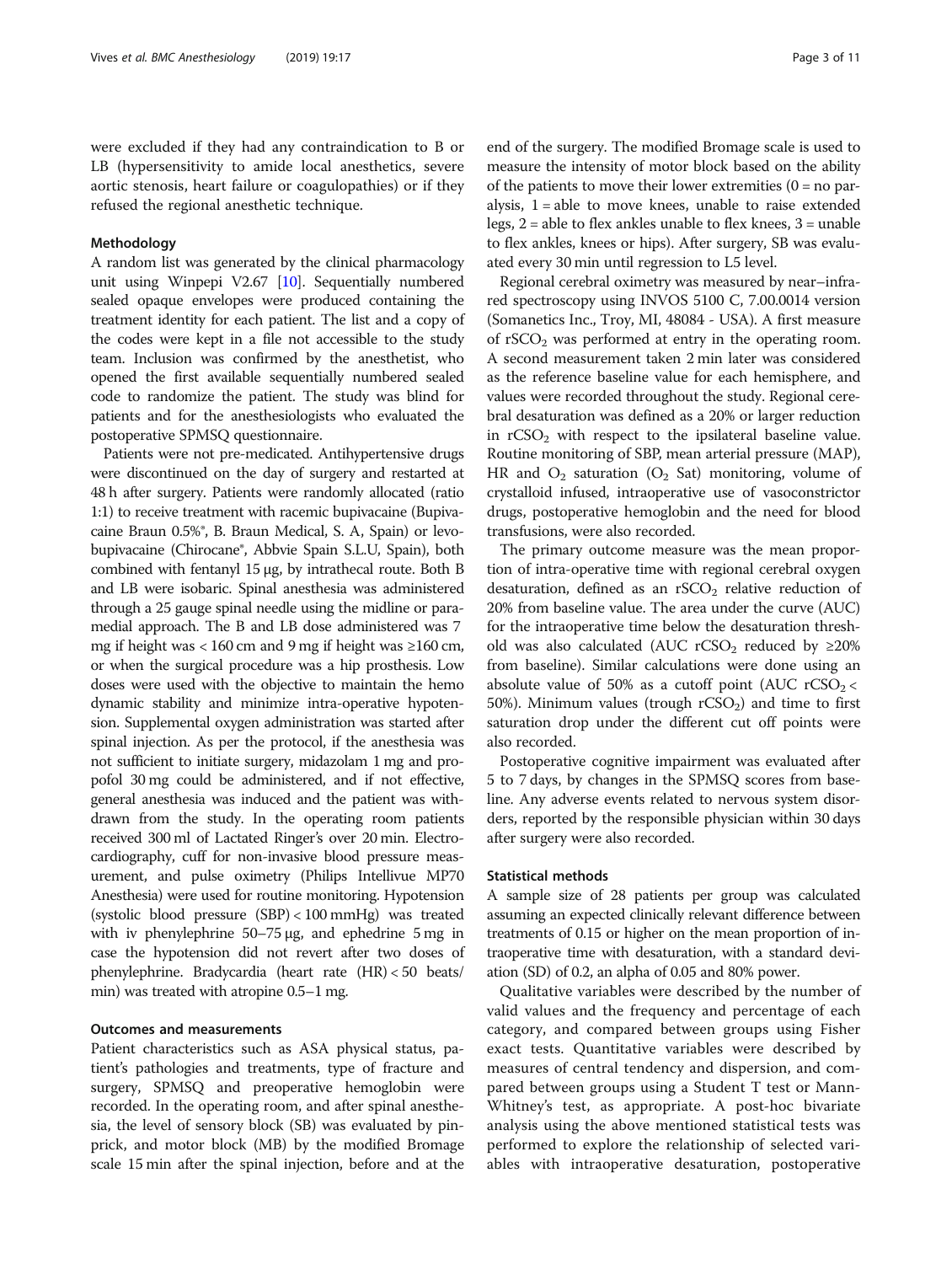were excluded if they had any contraindication to B or LB (hypersensitivity to amide local anesthetics, severe aortic stenosis, heart failure or coagulopathies) or if they refused the regional anesthetic technique.

### Methodology

A random list was generated by the clinical pharmacology unit using Winpepi V2.67 [10]. Sequentially numbered sealed opaque envelopes were produced containing the treatment identity for each patient. The list and a copy of the codes were kept in a file not accessible to the study team. Inclusion was confirmed by the anesthetist, who opened the first available sequentially numbered sealed code to randomize the patient. The study was blind for patients and for the anesthesiologists who evaluated the postoperative SPMSQ questionnaire.

Patients were not pre-medicated. Antihypertensive drugs were discontinued on the day of surgery and restarted at 48 h after surgery. Patients were randomly allocated (ratio 1:1) to receive treatment with racemic bupivacaine (Bupivacaine Braun 0.5%®, B. Braun Medical, S. A, Spain) or levobupivacaine (Chirocane®, Abbvie Spain S.L.U, Spain), both combined with fentanyl 15 μg, by intrathecal route. Both B and LB were isobaric. Spinal anesthesia was administered through a 25 gauge spinal needle using the midline or paramedial approach. The B and LB dose administered was 7 mg if height was < 160 cm and 9 mg if height was ≥160 cm, or when the surgical procedure was a hip prosthesis. Low doses were used with the objective to maintain the hemo dynamic stability and minimize intra-operative hypotension. Supplemental oxygen administration was started after spinal injection. As per the protocol, if the anesthesia was not sufficient to initiate surgery, midazolam 1 mg and propofol 30 mg could be administered, and if not effective, general anesthesia was induced and the patient was withdrawn from the study. In the operating room patients received 300 ml of Lactated Ringer's over 20 min. Electrocardiography, cuff for non-invasive blood pressure measurement, and pulse oximetry (Philips Intellivue MP70 Anesthesia) were used for routine monitoring. Hypotension (systolic blood pressure (SBP) < 100 mmHg) was treated with iv phenylephrine 50–75 μg, and ephedrine 5 mg in case the hypotension did not revert after two doses of phenylephrine. Bradycardia (heart rate (HR) < 50 beats/min) was treated with atropine 0.5–1 mg.

### Outcomes and measurements

Patient characteristics such as ASA physical status, patient's pathologies and treatments, type of fracture and surgery, SPMSQ and preoperative hemoglobin were recorded. In the operating room, and after spinal anesthesia, the level of sensory block (SB) was evaluated by pinprick, and motor block (MB) by the modified Bromage scale 15 min after the spinal injection, before and at the end of the surgery. The modified Bromage scale is used to measure the intensity of motor block based on the ability of the patients to move their lower extremities (0 = no paralysis, 1 = able to move knees, unable to raise extended legs, 2 = able to flex ankles unable to flex knees, 3 = unable to flex ankles, knees or hips). After surgery, SB was evaluated every 30 min until regression to L5 level.

Regional cerebral oximetry was measured by near–infrared spectroscopy using INVOS 5100 C, 7.00.0014 version (Somanetics Inc., Troy, MI, 48084 - USA). A first measure of $rSCO_2$ was performed at entry in the operating room. A second measurement taken 2 min later was considered as the reference baseline value for each hemisphere, and values were recorded throughout the study. Regional cerebral desaturation was defined as a 20% or larger reduction in $rCSO_2$ with respect to the ipsilateral baseline value. Routine monitoring of SBP, mean arterial pressure (MAP), HR and $O_2$ saturation ($O_2$ Sat) monitoring, volume of crystalloid infused, intraoperative use of vasoconstrictor drugs, postoperative hemoglobin and the need for blood transfusions, were also recorded.

The primary outcome measure was the mean proportion of intra-operative time with regional cerebral oxygen desaturation, defined as an $rSCO_2$ relative reduction of 20% from baseline value. The area under the curve (AUC) for the intraoperative time below the desaturation threshold was also calculated (AUC $rCSO_2$ reduced by ≥20% from baseline). Similar calculations were done using an absolute value of 50% as a cutoff point (AUC $rCSO_2$ < 50%). Minimum values (trough $rCSO_2$) and time to first saturation drop under the different cut off points were also recorded.

Postoperative cognitive impairment was evaluated after 5 to 7 days, by changes in the SPMSQ scores from baseline. Any adverse events related to nervous system disorders, reported by the responsible physician within 30 days after surgery were also recorded.

### Statistical methods

A sample size of 28 patients per group was calculated assuming an expected clinically relevant difference between treatments of 0.15 or higher on the mean proportion of intraoperative time with desaturation, with a standard deviation (SD) of 0.2, an alpha of 0.05 and 80% power.

Qualitative variables were described by the number of valid values and the frequency and percentage of each category, and compared between groups using Fisher exact tests. Quantitative variables were described by measures of central tendency and dispersion, and compared between groups using a Student T test or Mann-Whitney's test, as appropriate. A post-hoc bivariate analysis using the above mentioned statistical tests was performed to explore the relationship of selected variables with intraoperative desaturation, postoperative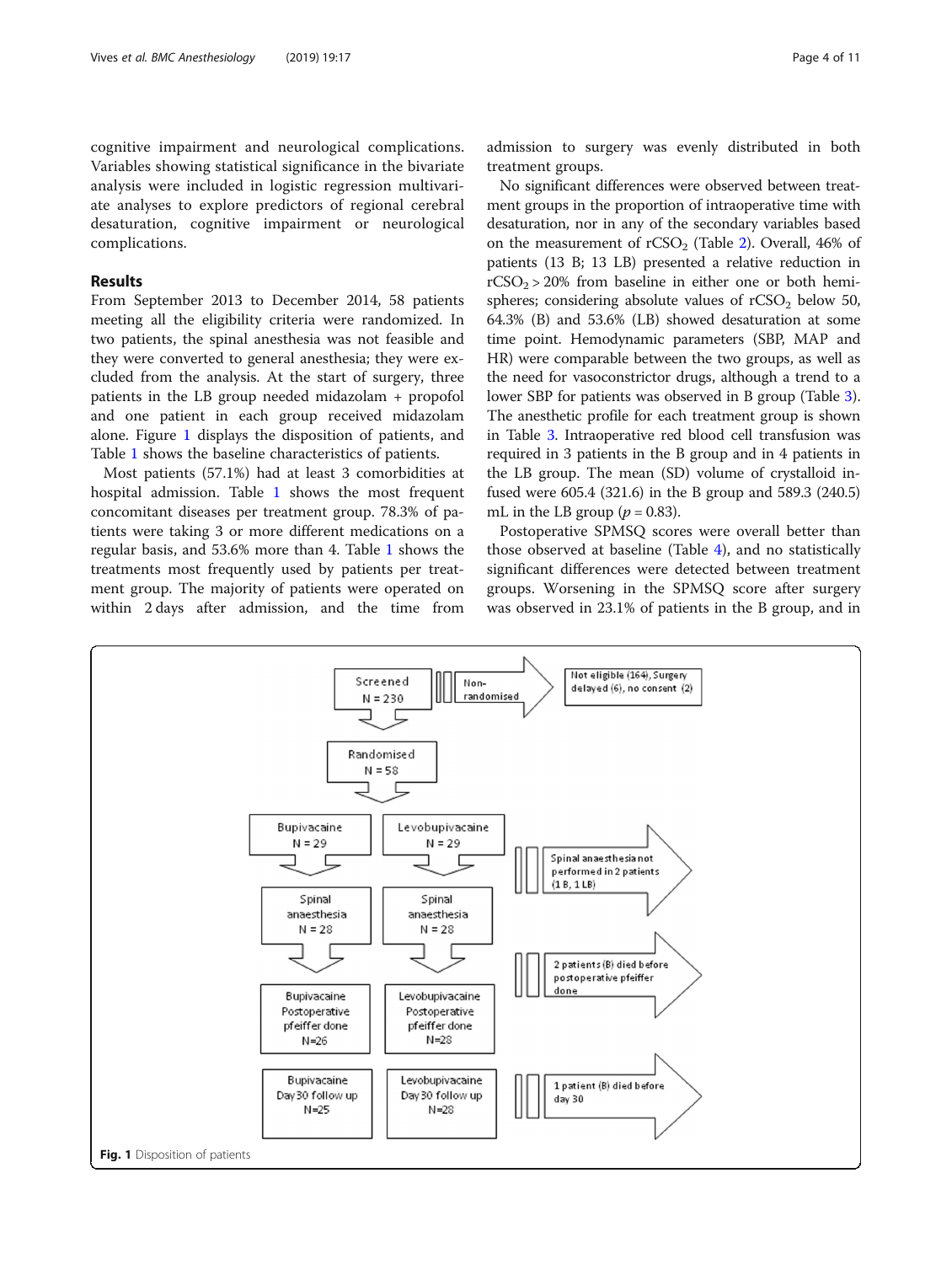cognitive impairment and neurological complications. Variables showing statistical significance in the bivariate analysis were included in logistic regression multivariate analyses to explore predictors of regional cerebral desaturation, cognitive impairment or neurological complications.

## Results

From September 2013 to December 2014, 58 patients meeting all the eligibility criteria were randomized. In two patients, the spinal anesthesia was not feasible and they were converted to general anesthesia; they were excluded from the analysis. At the start of surgery, three patients in the LB group needed midazolam + propofol and one patient in each group received midazolam alone. Figure 1 displays the disposition of patients, and Table 1 shows the baseline characteristics of patients.

Most patients (57.1%) had at least 3 comorbidities at hospital admission. Table 1 shows the most frequent concomitant diseases per treatment group. 78.3% of patients were taking 3 or more different medications on a regular basis, and 53.6% more than 4. Table 1 shows the treatments most frequently used by patients per treatment group. The majority of patients were operated on within 2 days after admission, and the time from admission to surgery was evenly distributed in both treatment groups.

No significant differences were observed between treatment groups in the proportion of intraoperative time with desaturation, nor in any of the secondary variables based on the measurement of $rCSO_2$ (Table 2). Overall, 46% of patients (13 B; 13 LB) presented a relative reduction in $rCSO_2 > 20\%$ from baseline in either one or both hemispheres; considering absolute values of $rCSO_2$ below 50, 64.3% (B) and 53.6% (LB) showed desaturation at some time point. Hemodynamic parameters (SBP, MAP and HR) were comparable between the two groups, as well as the need for vasoconstrictor drugs, although a trend to a lower SBP for patients was observed in B group (Table 3). The anesthetic profile for each treatment group is shown in Table 3. Intraoperative red blood cell transfusion was required in 3 patients in the B group and in 4 patients in the LB group. The mean (SD) volume of crystalloid infused were 605.4 (321.6) in the B group and 589.3 (240.5) mL in the LB group ($p = 0.83$).

Postoperative SPMSQ scores were overall better than those observed at baseline (Table 4), and no statistically significant differences were detected between treatment groups. Worsening in the SPMSQ score after surgery was observed in 23.1% of patients in the B group, and in

Screened N = 230 → Non-randomised → Not eligible (164), Surgery delayed (6), no consent (2)

Randomised N = 58

Bupivacaine N = 29 | Levobupivacaine N = 29 → Spinal anaesthesia not performed in 2 patients (1 B, 1 LB)

Spinal anaesthesia N = 28 | Spinal anaesthesia N = 28 → 2 patients (B) died before postoperative pfeiffer done

Bupivacaine Postoperative pfeiffer done N=26 | Levobupivacaine Postoperative pfeiffer done N=28 → 1 patient (B) died before day 30

Bupivacaine Day 30 follow up N=25 | Levobupivacaine Day 30 follow up N=28

**Fig. 1** Disposition of patients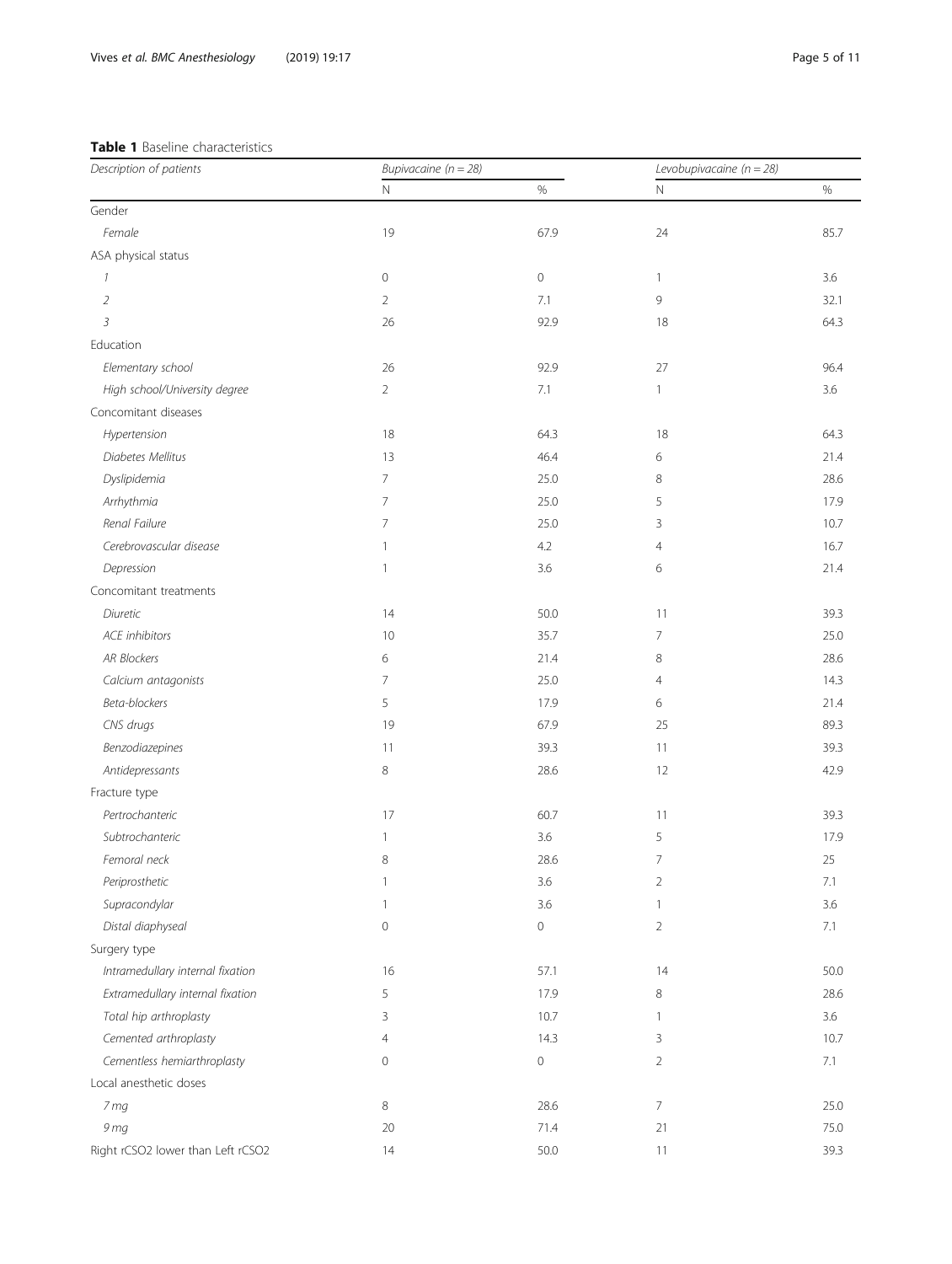**Table 1** Baseline characteristics

| *Description of patients* | *Bupivacaine (n = 28)* | | *Levobupivacaine (n = 28)* | |
|---|---|---|---|---|
| | N | % | N | % |
| Gender | | | | |
| *Female* | 19 | 67.9 | 24 | 85.7 |
| ASA physical status | | | | |
| *1* | 0 | 0 | 1 | 3.6 |
| *2* | 2 | 7.1 | 9 | 32.1 |
| *3* | 26 | 92.9 | 18 | 64.3 |
| Education | | | | |
| *Elementary school* | 26 | 92.9 | 27 | 96.4 |
| *High school/University degree* | 2 | 7.1 | 1 | 3.6 |
| Concomitant diseases | | | | |
| *Hypertension* | 18 | 64.3 | 18 | 64.3 |
| *Diabetes Mellitus* | 13 | 46.4 | 6 | 21.4 |
| *Dyslipidemia* | 7 | 25.0 | 8 | 28.6 |
| *Arrhythmia* | 7 | 25.0 | 5 | 17.9 |
| *Renal Failure* | 7 | 25.0 | 3 | 10.7 |
| *Cerebrovascular disease* | 1 | 4.2 | 4 | 16.7 |
| *Depression* | 1 | 3.6 | 6 | 21.4 |
| Concomitant treatments | | | | |
| *Diuretic* | 14 | 50.0 | 11 | 39.3 |
| *ACE inhibitors* | 10 | 35.7 | 7 | 25.0 |
| *AR Blockers* | 6 | 21.4 | 8 | 28.6 |
| *Calcium antagonists* | 7 | 25.0 | 4 | 14.3 |
| *Beta-blockers* | 5 | 17.9 | 6 | 21.4 |
| *CNS drugs* | 19 | 67.9 | 25 | 89.3 |
| *Benzodiazepines* | 11 | 39.3 | 11 | 39.3 |
| *Antidepressants* | 8 | 28.6 | 12 | 42.9 |
| Fracture type | | | | |
| *Pertrochanteric* | 17 | 60.7 | 11 | 39.3 |
| *Subtrochanteric* | 1 | 3.6 | 5 | 17.9 |
| *Femoral neck* | 8 | 28.6 | 7 | 25 |
| *Periprosthetic* | 1 | 3.6 | 2 | 7.1 |
| *Supracondylar* | 1 | 3.6 | 1 | 3.6 |
| *Distal diaphyseal* | 0 | 0 | 2 | 7.1 |
| Surgery type | | | | |
| *Intramedullary internal fixation* | 16 | 57.1 | 14 | 50.0 |
| *Extramedullary internal fixation* | 5 | 17.9 | 8 | 28.6 |
| *Total hip arthroplasty* | 3 | 10.7 | 1 | 3.6 |
| *Cemented arthroplasty* | 4 | 14.3 | 3 | 10.7 |
| *Cementless hemiarthroplasty* | 0 | 0 | 2 | 7.1 |
| Local anesthetic doses | | | | |
| *7 mg* | 8 | 28.6 | 7 | 25.0 |
| *9 mg* | 20 | 71.4 | 21 | 75.0 |
| Right rCSO2 lower than Left rCSO2 | 14 | 50.0 | 11 | 39.3 |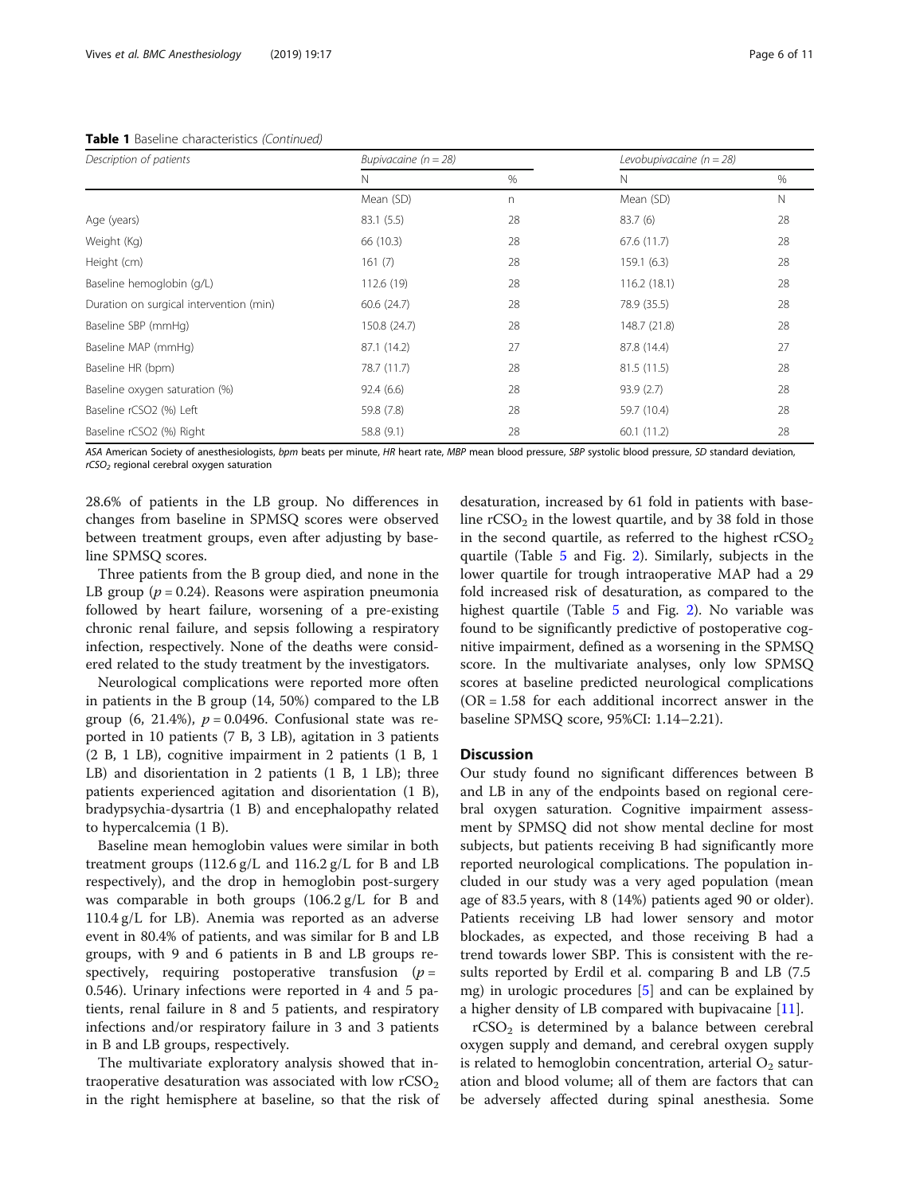**Table 1** Baseline characteristics *(Continued)*

| *Description of patients* | *Bupivacaine (n = 28)* | | *Levobupivacaine (n = 28)* | |
|---|---|---|---|---|
| | N | % | N | % |
| | Mean (SD) | n | Mean (SD) | N |
| Age (years) | 83.1 (5.5) | 28 | 83.7 (6) | 28 |
| Weight (Kg) | 66 (10.3) | 28 | 67.6 (11.7) | 28 |
| Height (cm) | 161 (7) | 28 | 159.1 (6.3) | 28 |
| Baseline hemoglobin (g/L) | 112.6 (19) | 28 | 116.2 (18.1) | 28 |
| Duration on surgical intervention (min) | 60.6 (24.7) | 28 | 78.9 (35.5) | 28 |
| Baseline SBP (mmHg) | 150.8 (24.7) | 28 | 148.7 (21.8) | 28 |
| Baseline MAP (mmHg) | 87.1 (14.2) | 27 | 87.8 (14.4) | 27 |
| Baseline HR (bpm) | 78.7 (11.7) | 28 | 81.5 (11.5) | 28 |
| Baseline oxygen saturation (%) | 92.4 (6.6) | 28 | 93.9 (2.7) | 28 |
| Baseline rCSO2 (%) Left | 59.8 (7.8) | 28 | 59.7 (10.4) | 28 |
| Baseline rCSO2 (%) Right | 58.8 (9.1) | 28 | 60.1 (11.2) | 28 |

*ASA* American Society of anesthesiologists, *bpm* beats per minute, *HR* heart rate, *MBP* mean blood pressure, *SBP* systolic blood pressure, *SD* standard deviation, *$rCSO_2$* regional cerebral oxygen saturation

28.6% of patients in the LB group. No differences in changes from baseline in SPMSQ scores were observed between treatment groups, even after adjusting by baseline SPMSQ scores.

Three patients from the B group died, and none in the LB group ($p = 0.24$). Reasons were aspiration pneumonia followed by heart failure, worsening of a pre-existing chronic renal failure, and sepsis following a respiratory infection, respectively. None of the deaths were considered related to the study treatment by the investigators.

Neurological complications were reported more often in patients in the B group (14, 50%) compared to the LB group (6, 21.4%), $p = 0.0496$. Confusional state was reported in 10 patients (7 B, 3 LB), agitation in 3 patients (2 B, 1 LB), cognitive impairment in 2 patients (1 B, 1 LB) and disorientation in 2 patients (1 B, 1 LB); three patients experienced agitation and disorientation (1 B), bradypsychia-dysartria (1 B) and encephalopathy related to hypercalcemia (1 B).

Baseline mean hemoglobin values were similar in both treatment groups (112.6 g/L and 116.2 g/L for B and LB respectively), and the drop in hemoglobin post-surgery was comparable in both groups (106.2 g/L for B and 110.4 g/L for LB). Anemia was reported as an adverse event in 80.4% of patients, and was similar for B and LB groups, with 9 and 6 patients in B and LB groups respectively, requiring postoperative transfusion ($p = 0.546$). Urinary infections were reported in 4 and 5 patients, renal failure in 8 and 5 patients, and respiratory infections and/or respiratory failure in 3 and 3 patients in B and LB groups, respectively.

The multivariate exploratory analysis showed that intraoperative desaturation was associated with low $rCSO_2$ in the right hemisphere at baseline, so that the risk of desaturation, increased by 61 fold in patients with baseline $rCSO_2$ in the lowest quartile, and by 38 fold in those in the second quartile, as referred to the highest $rCSO_2$ quartile (Table 5 and Fig. 2). Similarly, subjects in the lower quartile for trough intraoperative MAP had a 29 fold increased risk of desaturation, as compared to the highest quartile (Table 5 and Fig. 2). No variable was found to be significantly predictive of postoperative cognitive impairment, defined as a worsening in the SPMSQ score. In the multivariate analyses, only low SPMSQ scores at baseline predicted neurological complications (OR = 1.58 for each additional incorrect answer in the baseline SPMSQ score, 95%CI: 1.14–2.21).

## Discussion

Our study found no significant differences between B and LB in any of the endpoints based on regional cerebral oxygen saturation. Cognitive impairment assessment by SPMSQ did not show mental decline for most subjects, but patients receiving B had significantly more reported neurological complications. The population included in our study was a very aged population (mean age of 83.5 years, with 8 (14%) patients aged 90 or older). Patients receiving LB had lower sensory and motor blockades, as expected, and those receiving B had a trend towards lower SBP. This is consistent with the results reported by Erdil et al. comparing B and LB (7.5 mg) in urologic procedures [5] and can be explained by a higher density of LB compared with bupivacaine [11].

$rCSO_2$ is determined by a balance between cerebral oxygen supply and demand, and cerebral oxygen supply is related to hemoglobin concentration, arterial $O_2$ saturation and blood volume; all of them are factors that can be adversely affected during spinal anesthesia. Some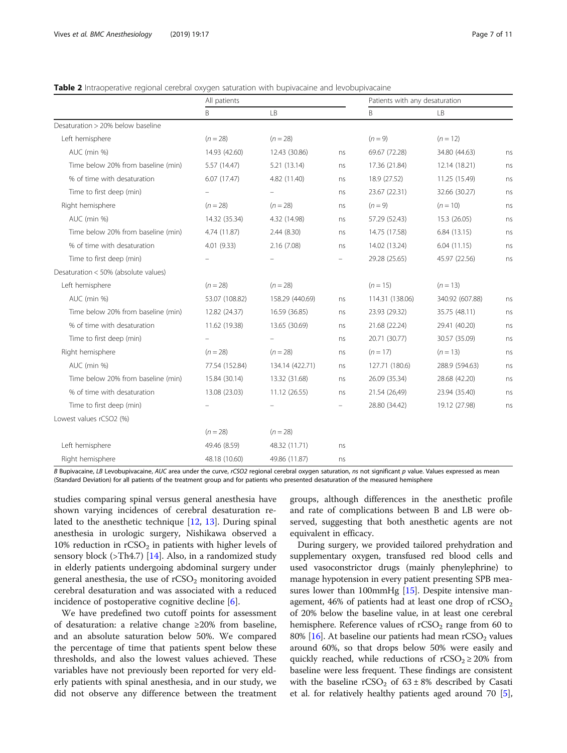**Table 2** Intraoperative regional cerebral oxygen saturation with bupivacaine and levobupivacaine

| | All patients | | | Patients with any desaturation | | |
|---|---|---|---|---|---|---|
| | B | LB | | B | LB | |
| Desaturation > 20% below baseline | | | | | | |
| Left hemisphere | ($n = 28$) | ($n = 28$) | | ($n = 9$) | ($n = 12$) | |
| AUC (min %) | 14.93 (42.60) | 12.43 (30.86) | ns | 69.67 (72.28) | 34.80 (44.63) | ns |
| Time below 20% from baseline (min) | 5.57 (14.47) | 5.21 (13.14) | ns | 17.36 (21.84) | 12.14 (18.21) | ns |
| % of time with desaturation | 6.07 (17.47) | 4.82 (11.40) | ns | 18.9 (27.52) | 11.25 (15.49) | ns |
| Time to first deep (min) | – | – | ns | 23.67 (22.31) | 32.66 (30.27) | ns |
| Right hemisphere | ($n = 28$) | ($n = 28$) | ns | ($n = 9$) | ($n = 10$) | ns |
| AUC (min %) | 14.32 (35.34) | 4.32 (14.98) | ns | 57.29 (52.43) | 15.3 (26.05) | ns |
| Time below 20% from baseline (min) | 4.74 (11.87) | 2.44 (8.30) | ns | 14.75 (17.58) | 6.84 (13.15) | ns |
| % of time with desaturation | 4.01 (9.33) | 2.16 (7.08) | ns | 14.02 (13.24) | 6.04 (11.15) | ns |
| Time to first deep (min) | – | – | – | 29.28 (25.65) | 45.97 (22.56) | ns |
| Desaturation < 50% (absolute values) | | | | | | |
| Left hemisphere | ($n = 28$) | ($n = 28$) | | ($n = 15$) | ($n = 13$) | |
| AUC (min %) | 53.07 (108.82) | 158.29 (440.69) | ns | 114.31 (138.06) | 340.92 (607.88) | ns |
| Time below 20% from baseline (min) | 12.82 (24.37) | 16.59 (36.85) | ns | 23.93 (29.32) | 35.75 (48.11) | ns |
| % of time with desaturation | 11.62 (19.38) | 13.65 (30.69) | ns | 21.68 (22.24) | 29.41 (40.20) | ns |
| Time to first deep (min) | – | – | ns | 20.71 (30.77) | 30.57 (35.09) | ns |
| Right hemisphere | ($n = 28$) | ($n = 28$) | ns | ($n = 17$) | ($n = 13$) | ns |
| AUC (min %) | 77.54 (152.84) | 134.14 (422.71) | ns | 127.71 (180.6) | 288.9 (594.63) | ns |
| Time below 20% from baseline (min) | 15.84 (30.14) | 13.32 (31.68) | ns | 26.09 (35.34) | 28.68 (42.20) | ns |
| % of time with desaturation | 13.08 (23.03) | 11.12 (26.55) | ns | 21.54 (26,49) | 23.94 (35.40) | ns |
| Time to first deep (min) | – | – | – | 28.80 (34.42) | 19.12 (27.98) | ns |
| Lowest values rCSO2 (%) | | | | | | |
| | ($n = 28$) | ($n = 28$) | | | | |
| Left hemisphere | 49.46 (8.59) | 48.32 (11.71) | ns | | | |
| Right hemisphere | 48.18 (10.60) | 49.86 (11.87) | ns | | | |

*B* Bupivacaine, *LB* Levobupivacaine, *AUC* area under the curve, *rCSO2* regional cerebral oxygen saturation, *ns* not significant *p* value. Values expressed as mean (Standard Deviation) for all patients of the treatment group and for patients who presented desaturation of the measured hemisphere

studies comparing spinal versus general anesthesia have shown varying incidences of cerebral desaturation related to the anesthetic technique [12, 13]. During spinal anesthesia in urologic surgery, Nishikawa observed a 10% reduction in $rCSO_2$ in patients with higher levels of sensory block (>Th4.7) [14]. Also, in a randomized study in elderly patients undergoing abdominal surgery under general anesthesia, the use of $rCSO_2$ monitoring avoided cerebral desaturation and was associated with a reduced incidence of postoperative cognitive decline [6].

We have predefined two cutoff points for assessment of desaturation: a relative change ≥20% from baseline, and an absolute saturation below 50%. We compared the percentage of time that patients spent below these thresholds, and also the lowest values achieved. These variables have not previously been reported for very elderly patients with spinal anesthesia, and in our study, we did not observe any difference between the treatment groups, although differences in the anesthetic profile and rate of complications between B and LB were observed, suggesting that both anesthetic agents are not equivalent in efficacy.

During surgery, we provided tailored prehydration and supplementary oxygen, transfused red blood cells and used vasoconstrictor drugs (mainly phenylephrine) to manage hypotension in every patient presenting SPB measures lower than 100mmHg [15]. Despite intensive management, 46% of patients had at least one drop of $rCSO_2$ of 20% below the baseline value, in at least one cerebral hemisphere. Reference values of $rCSO_2$ range from 60 to 80% [16]. At baseline our patients had mean $rCSO_2$ values around 60%, so that drops below 50% were easily and quickly reached, while reductions of $rCSO_2 \geq 20\%$ from baseline were less frequent. These findings are consistent with the baseline $rCSO_2$ of $63 \pm 8\%$ described by Casati et al. for relatively healthy patients aged around 70 [5],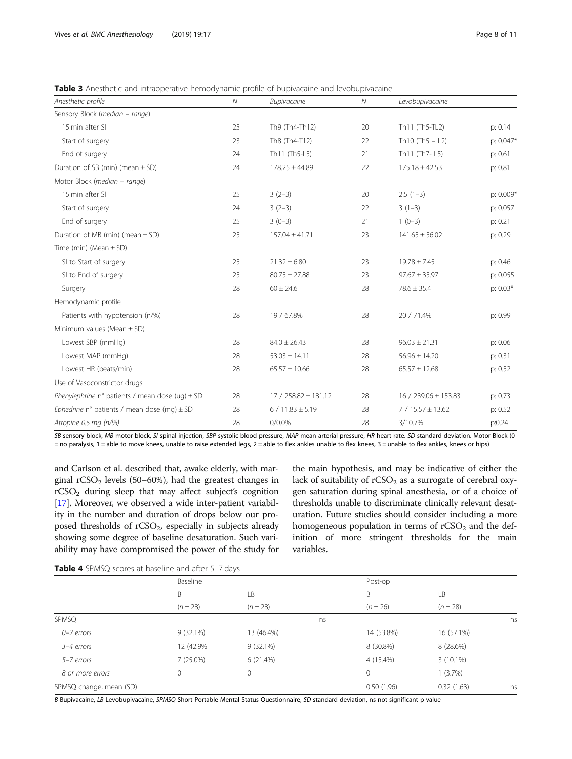**Table 3** Anesthetic and intraoperative hemodynamic profile of bupivacaine and levobupivacaine

| *Anesthetic profile* | *N* | *Bupivacaine* | *N* | *Levobupivacaine* | |
|---|---|---|---|---|---|
| Sensory Block (*median – range*) | | | | | |
| 15 min after SI | 25 | Th9 (Th4-Th12) | 20 | Th11 (Th5-TL2) | p: 0.14 |
| Start of surgery | 23 | Th8 (Th4-T12) | 22 | Th10 (Th5 – L2) | p: 0.047* |
| End of surgery | 24 | Th11 (Th5-L5) | 21 | Th11 (Th7- L5) | p: 0.61 |
| Duration of SB (min) (mean ± SD) | 24 | 178.25 ± 44.89 | 22 | 175.18 ± 42.53 | p: 0.81 |
| Motor Block (*median – range*) | | | | | |
| 15 min after SI | 25 | 3 (2–3) | 20 | 2.5 (1–3) | p: 0.009* |
| Start of surgery | 24 | 3 (2–3) | 22 | 3 (1–3) | p: 0.057 |
| End of surgery | 25 | 3 (0–3) | 21 | 1 (0–3) | p: 0.21 |
| Duration of MB (min) (mean ± SD) | 25 | 157.04 ± 41.71 | 23 | 141.65 ± 56.02 | p: 0.29 |
| Time (min) (Mean ± SD) | | | | | |
| SI to Start of surgery | 25 | 21.32 ± 6.80 | 23 | 19.78 ± 7.45 | p: 0.46 |
| SI to End of surgery | 25 | 80.75 ± 27.88 | 23 | 97.67 ± 35.97 | p: 0.055 |
| Surgery | 28 | 60 ± 24.6 | 28 | 78.6 ± 35.4 | p: 0.03* |
| Hemodynamic profile | | | | | |
| Patients with hypotension (n/%) | 28 | 19 / 67.8% | 28 | 20 / 71.4% | p: 0.99 |
| Minimum values (Mean ± SD) | | | | | |
| Lowest SBP (mmHg) | 28 | 84.0 ± 26.43 | 28 | 96.03 ± 21.31 | p: 0.06 |
| Lowest MAP (mmHg) | 28 | 53.03 ± 14.11 | 28 | 56.96 ± 14.20 | p: 0.31 |
| Lowest HR (beats/min) | 28 | 65.57 ± 10.66 | 28 | 65.57 ± 12.68 | p: 0.52 |
| Use of Vasoconstrictor drugs | | | | | |
| *Phenylephrine n° patients / mean dose (ug) ± SD* | 28 | 17 / 258.82 ± 181.12 | 28 | 16 / 239.06 ± 153.83 | p: 0.73 |
| *Ephedrine n° patients / mean dose (mg) ± SD* | 28 | 6 / 11.83 ± 5.19 | 28 | 7 / 15.57 ± 13.62 | p: 0.52 |
| *Atropine 0.5 mg (n/%)* | 28 | 0/0.0% | 28 | 3/10.7% | p:0.24 |

*SB* sensory block, *MB* motor block, *SI* spinal injection, *SBP* systolic blood pressure, *MAP* mean arterial pressure, *HR* heart rate. *SD* standard deviation. Motor Block (0 = no paralysis, 1 = able to move knees, unable to raise extended legs, 2 = able to flex ankles unable to flex knees, 3 = unable to flex ankles, knees or hips)

and Carlson et al. described that, awake elderly, with marginal $rCSO_2$ levels (50–60%), had the greatest changes in $rCSO_2$ during sleep that may affect subject's cognition [17]. Moreover, we observed a wide inter-patient variability in the number and duration of drops below our proposed thresholds of $rCSO_2$, especially in subjects already showing some degree of baseline desaturation. Such variability may have compromised the power of the study for the main hypothesis, and may be indicative of either the lack of suitability of $rCSO_2$ as a surrogate of cerebral oxygen saturation during spinal anesthesia, or of a choice of thresholds unable to discriminate clinically relevant desaturation. Future studies should consider including a more homogeneous population in terms of $rCSO_2$ and the definition of more stringent thresholds for the main variables.

**Table 4** SPMSQ scores at baseline and after 5–7 days

| | Baseline | | | Post-op | | |
|---|---|---|---|---|---|---|
| | B | LB | | B | LB | |
| | (*n* = 28) | (*n* = 28) | | (*n* = 26) | (*n* = 28) | |
| SPMSQ | | | ns | | | ns |
| *0–2 errors* | 9 (32.1%) | 13 (46.4%) | | 14 (53.8%) | 16 (57.1%) | |
| *3–4 errors* | 12 (42.9% | 9 (32.1%) | | 8 (30.8%) | 8 (28.6%) | |
| *5–7 errors* | 7 (25.0%) | 6 (21.4%) | | 4 (15.4%) | 3 (10.1%) | |
| *8 or more errors* | 0 | 0 | | 0 | 1 (3.7%) | |
| SPMSQ change, mean (SD) | | | | 0.50 (1.96) | 0.32 (1.63) | ns |

*B* Bupivacaine, *LB* Levobupivacaine, *SPMSQ* Short Portable Mental Status Questionnaire, *SD* standard deviation, ns not significant p value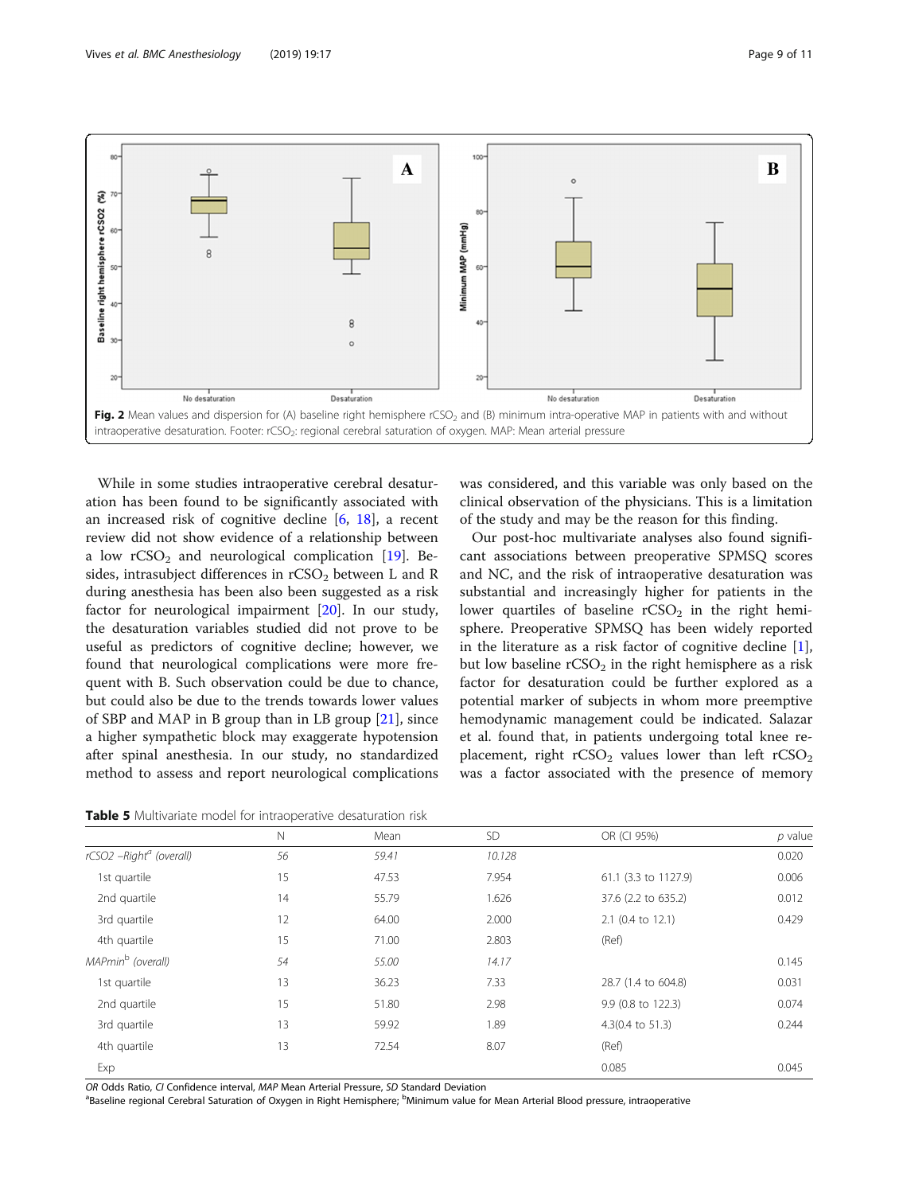Fig. 2 Mean values and dispersion for (A) baseline right hemisphere $rCSO_2$ and (B) minimum intra-operative MAP in patients with and without intraoperative desaturation. Footer: $rCSO_2$: regional cerebral saturation of oxygen. MAP: Mean arterial pressure

While in some studies intraoperative cerebral desaturation has been found to be significantly associated with an increased risk of cognitive decline [6, 18], a recent review did not show evidence of a relationship between a low $rCSO_2$ and neurological complication [19]. Besides, intrasubject differences in $rCSO_2$ between L and R during anesthesia has been also been suggested as a risk factor for neurological impairment [20]. In our study, the desaturation variables studied did not prove to be useful as predictors of cognitive decline; however, we found that neurological complications were more frequent with B. Such observation could be due to chance, but could also be due to the trends towards lower values of SBP and MAP in B group than in LB group [21], since a higher sympathetic block may exaggerate hypotension after spinal anesthesia. In our study, no standardized method to assess and report neurological complications was considered, and this variable was only based on the clinical observation of the physicians. This is a limitation of the study and may be the reason for this finding.

Our post-hoc multivariate analyses also found significant associations between preoperative SPMSQ scores and NC, and the risk of intraoperative desaturation was substantial and increasingly higher for patients in the lower quartiles of baseline $rCSO_2$ in the right hemisphere. Preoperative SPMSQ has been widely reported in the literature as a risk factor of cognitive decline [1], but low baseline $rCSO_2$ in the right hemisphere as a risk factor for desaturation could be further explored as a potential marker of subjects in whom more preemptive hemodynamic management could be indicated. Salazar et al. found that, in patients undergoing total knee replacement, right $rCSO_2$ values lower than left $rCSO_2$ was a factor associated with the presence of memory

**Table 5** Multivariate model for intraoperative desaturation risk

| | N | Mean | SD | OR (CI 95%) | p value |
|---|---|---|---|---|---|
| *rCSO2 –Right[a] (overall)* | *56* | *59.41* | *10.128* | | 0.020 |
| 1st quartile | 15 | 47.53 | 7.954 | 61.1 (3.3 to 1127.9) | 0.006 |
| 2nd quartile | 14 | 55.79 | 1.626 | 37.6 (2.2 to 635.2) | 0.012 |
| 3rd quartile | 12 | 64.00 | 2.000 | 2.1 (0.4 to 12.1) | 0.429 |
| 4th quartile | 15 | 71.00 | 2.803 | (Ref) | |
| *MAPmin[b] (overall)* | *54* | *55.00* | *14.17* | | 0.145 |
| 1st quartile | 13 | 36.23 | 7.33 | 28.7 (1.4 to 604.8) | 0.031 |
| 2nd quartile | 15 | 51.80 | 2.98 | 9.9 (0.8 to 122.3) | 0.074 |
| 3rd quartile | 13 | 59.92 | 1.89 | 4.3(0.4 to 51.3) | 0.244 |
| 4th quartile | 13 | 72.54 | 8.07 | (Ref) | |
| Exp | | | | 0.085 | 0.045 |

*OR* Odds Ratio, *CI* Confidence interval, *MAP* Mean Arterial Pressure, *SD* Standard Deviation
[a]Baseline regional Cerebral Saturation of Oxygen in Right Hemisphere; [b]Minimum value for Mean Arterial Blood pressure, intraoperative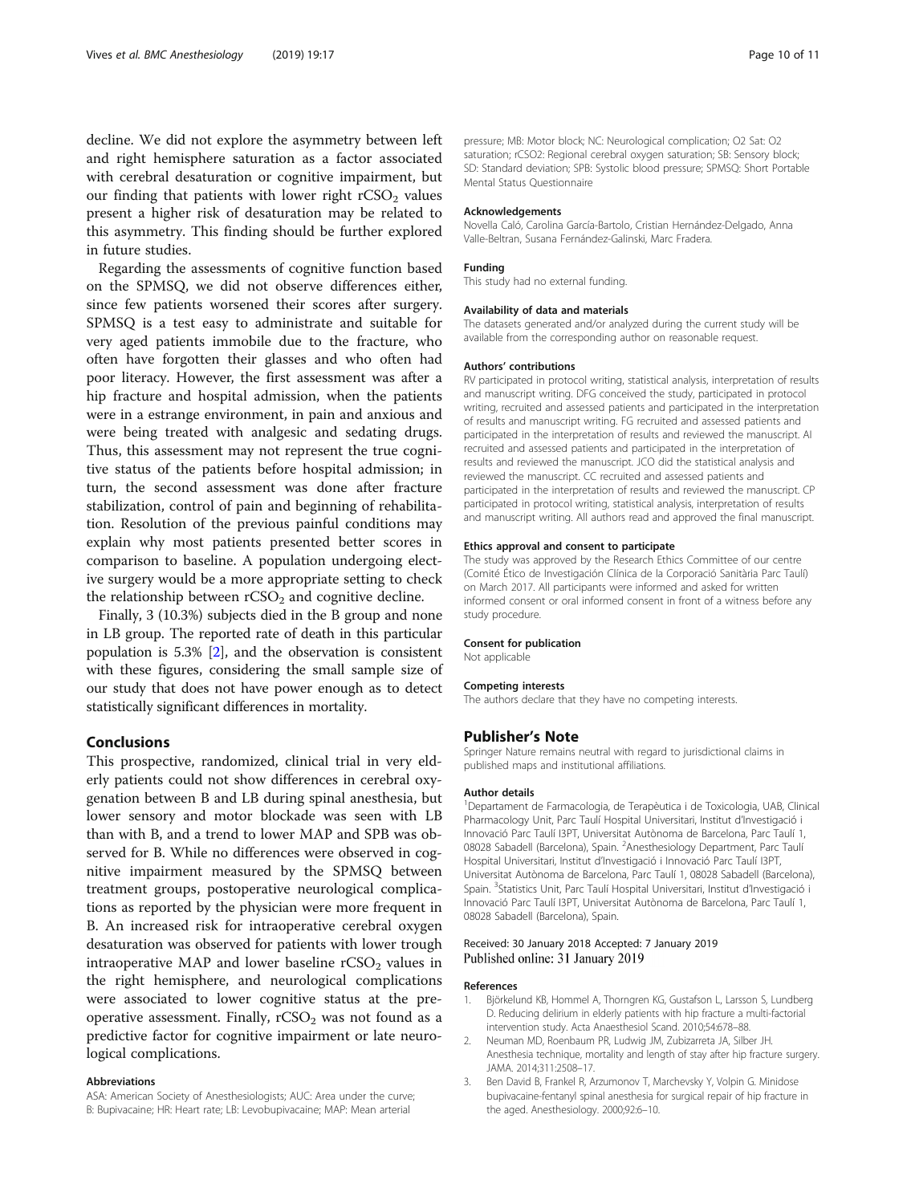decline. We did not explore the asymmetry between left and right hemisphere saturation as a factor associated with cerebral desaturation or cognitive impairment, but our finding that patients with lower right $rCSO_2$ values present a higher risk of desaturation may be related to this asymmetry. This finding should be further explored in future studies.

Regarding the assessments of cognitive function based on the SPMSQ, we did not observe differences either, since few patients worsened their scores after surgery. SPMSQ is a test easy to administrate and suitable for very aged patients immobile due to the fracture, who often have forgotten their glasses and who often had poor literacy. However, the first assessment was after a hip fracture and hospital admission, when the patients were in a estrange environment, in pain and anxious and were being treated with analgesic and sedating drugs. Thus, this assessment may not represent the true cognitive status of the patients before hospital admission; in turn, the second assessment was done after fracture stabilization, control of pain and beginning of rehabilitation. Resolution of the previous painful conditions may explain why most patients presented better scores in comparison to baseline. A population undergoing elective surgery would be a more appropriate setting to check the relationship between $rCSO_2$ and cognitive decline.

Finally, 3 (10.3%) subjects died in the B group and none in LB group. The reported rate of death in this particular population is 5.3% [2], and the observation is consistent with these figures, considering the small sample size of our study that does not have power enough as to detect statistically significant differences in mortality.

## Conclusions

This prospective, randomized, clinical trial in very elderly patients could not show differences in cerebral oxygenation between B and LB during spinal anesthesia, but lower sensory and motor blockade was seen with LB than with B, and a trend to lower MAP and SPB was observed for B. While no differences were observed in cognitive impairment measured by the SPMSQ between treatment groups, postoperative neurological complications as reported by the physician were more frequent in B. An increased risk for intraoperative cerebral oxygen desaturation was observed for patients with lower trough intraoperative MAP and lower baseline $rCSO_2$ values in the right hemisphere, and neurological complications were associated to lower cognitive status at the preoperative assessment. Finally, $rCSO_2$ was not found as a predictive factor for cognitive impairment or late neurological complications.

### Abbreviations

ASA: American Society of Anesthesiologists; AUC: Area under the curve; B: Bupivacaine; HR: Heart rate; LB: Levobupivacaine; MAP: Mean arterial pressure; MB: Motor block; NC: Neurological complication; O2 Sat: O2 saturation; rCSO2: Regional cerebral oxygen saturation; SB: Sensory block; SD: Standard deviation; SPB: Systolic blood pressure; SPMSQ: Short Portable Mental Status Questionnaire

### Acknowledgements

Novella Caló, Carolina García-Bartolo, Cristian Hernández-Delgado, Anna Valle-Beltran, Susana Fernández-Galinski, Marc Fradera.

### Funding

This study had no external funding.

### Availability of data and materials

The datasets generated and/or analyzed during the current study will be available from the corresponding author on reasonable request.

### Authors' contributions

RV participated in protocol writing, statistical analysis, interpretation of results and manuscript writing. DFG conceived the study, participated in protocol writing, recruited and assessed patients and participated in the interpretation of results and manuscript writing. FG recruited and assessed patients and participated in the interpretation of results and reviewed the manuscript. AI recruited and assessed patients and participated in the interpretation of results and reviewed the manuscript. JCO did the statistical analysis and reviewed the manuscript. CC recruited and assessed patients and participated in the interpretation of results and reviewed the manuscript. CP participated in protocol writing, statistical analysis, interpretation of results and manuscript writing. All authors read and approved the final manuscript.

### Ethics approval and consent to participate

The study was approved by the Research Ethics Committee of our centre (Comité Ético de Investigación Clínica de la Corporació Sanitària Parc Taulí) on March 2017. All participants were informed and asked for written informed consent or oral informed consent in front of a witness before any study procedure.

### Consent for publication

Not applicable

### Competing interests

The authors declare that they have no competing interests.

## Publisher's Note

Springer Nature remains neutral with regard to jurisdictional claims in published maps and institutional affiliations.

### Author details

[1]Departament de Farmacologia, de Terapèutica i de Toxicologia, UAB, Clinical Pharmacology Unit, Parc Taulí Hospital Universitari, Institut d'Investigació i Innovació Parc Taulí I3PT, Universitat Autònoma de Barcelona, Parc Taulí 1, 08028 Sabadell (Barcelona), Spain. [2]Anesthesiology Department, Parc Taulí Hospital Universitari, Institut d'Investigació i Innovació Parc Taulí I3PT, Universitat Autònoma de Barcelona, Parc Taulí 1, 08028 Sabadell (Barcelona), Spain. [3]Statistics Unit, Parc Taulí Hospital Universitari, Institut d'Investigació i Innovació Parc Taulí I3PT, Universitat Autònoma de Barcelona, Parc Taulí 1, 08028 Sabadell (Barcelona), Spain.

Received: 30 January 2018 Accepted: 7 January 2019
Published online: 31 January 2019

### References

1. Björkelund KB, Hommel A, Thorngren KG, Gustafson L, Larsson S, Lundberg D. Reducing delirium in elderly patients with hip fracture a multi-factorial intervention study. Acta Anaesthesiol Scand. 2010;54:678–88.
2. Neuman MD, Roenbaum PR, Ludwig JM, Zubizarreta JA, Silber JH. Anesthesia technique, mortality and length of stay after hip fracture surgery. JAMA. 2014;311:2508–17.
3. Ben David B, Frankel R, Arzumonov T, Marchevsky Y, Volpin G. Minidose bupivacaine-fentanyl spinal anesthesia for surgical repair of hip fracture in the aged. Anesthesiology. 2000;92:6–10.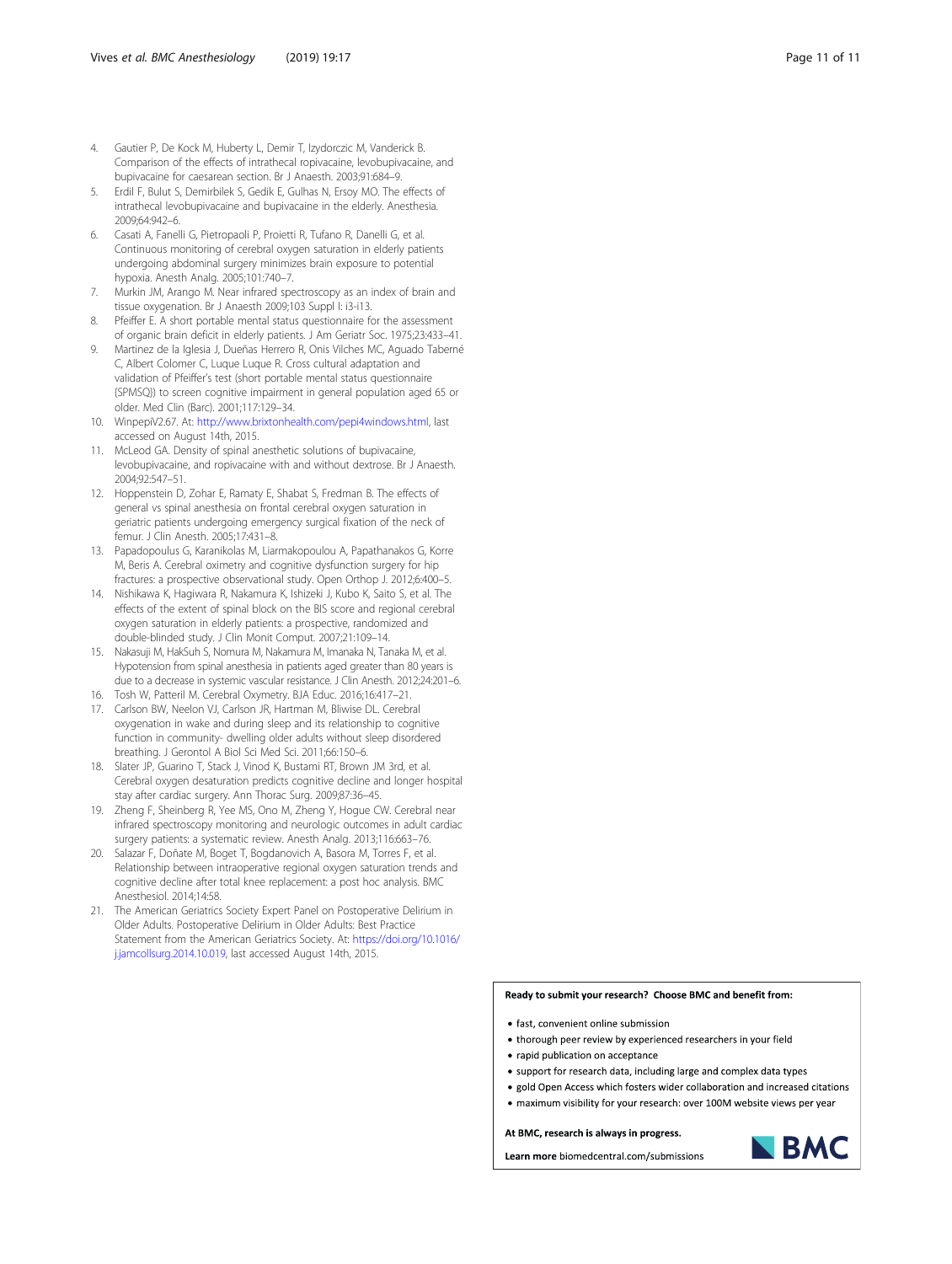4. Gautier P, De Kock M, Huberty L, Demir T, Izydorczic M, Vanderick B. Comparison of the effects of intrathecal ropivacaine, levobupivacaine, and bupivacaine for caesarean section. Br J Anaesth. 2003;91:684–9.
5. Erdil F, Bulut S, Demirbilek S, Gedik E, Gulhas N, Ersoy MO. The effects of intrathecal levobupivacaine and bupivacaine in the elderly. Anesthesia. 2009;64:942–6.
6. Casati A, Fanelli G, Pietropaoli P, Proietti R, Tufano R, Danelli G, et al. Continuous monitoring of cerebral oxygen saturation in elderly patients undergoing abdominal surgery minimizes brain exposure to potential hypoxia. Anesth Analg. 2005;101:740–7.
7. Murkin JM, Arango M. Near infrared spectroscopy as an index of brain and tissue oxygenation. Br J Anaesth 2009;103 Suppl I: i3-i13.
8. Pfeiffer E. A short portable mental status questionnaire for the assessment of organic brain deficit in elderly patients. J Am Geriatr Soc. 1975;23:433–41.
9. Martinez de la Iglesia J, Dueñas Herrero R, Onis Vilches MC, Aguado Taberné C, Albert Colomer C, Luque Luque R. Cross cultural adaptation and validation of Pfeiffer's test (short portable mental status questionnaire (SPMSQ)) to screen cognitive impairment in general population aged 65 or older. Med Clin (Barc). 2001;117:129–34.
10. WinpepiV2.67. At: http://www.brixtonhealth.com/pepi4windows.html, last accessed on August 14th, 2015.
11. McLeod GA. Density of spinal anesthetic solutions of bupivacaine, levobupivacaine, and ropivacaine with and without dextrose. Br J Anaesth. 2004;92:547–51.
12. Hoppenstein D, Zohar E, Ramaty E, Shabat S, Fredman B. The effects of general vs spinal anesthesia on frontal cerebral oxygen saturation in geriatric patients undergoing emergency surgical fixation of the neck of femur. J Clin Anesth. 2005;17:431–8.
13. Papadopoulus G, Karanikolas M, Liarmakopoulou A, Papathanakos G, Korre M, Beris A. Cerebral oximetry and cognitive dysfunction surgery for hip fractures: a prospective observational study. Open Orthop J. 2012;6:400–5.
14. Nishikawa K, Hagiwara R, Nakamura K, Ishizeki J, Kubo K, Saito S, et al. The effects of the extent of spinal block on the BIS score and regional cerebral oxygen saturation in elderly patients: a prospective, randomized and double-blinded study. J Clin Monit Comput. 2007;21:109–14.
15. Nakasuji M, HakSuh S, Nomura M, Nakamura M, Imanaka N, Tanaka M, et al. Hypotension from spinal anesthesia in patients aged greater than 80 years is due to a decrease in systemic vascular resistance. J Clin Anesth. 2012;24:201–6.
16. Tosh W, Patteril M. Cerebral Oxymetry. BJA Educ. 2016;16:417–21.
17. Carlson BW, Neelon VJ, Carlson JR, Hartman M, Bliwise DL. Cerebral oxygenation in wake and during sleep and its relationship to cognitive function in community- dwelling older adults without sleep disordered breathing. J Gerontol A Biol Sci Med Sci. 2011;66:150–6.
18. Slater JP, Guarino T, Stack J, Vinod K, Bustami RT, Brown JM 3rd, et al. Cerebral oxygen desaturation predicts cognitive decline and longer hospital stay after cardiac surgery. Ann Thorac Surg. 2009;87:36–45.
19. Zheng F, Sheinberg R, Yee MS, Ono M, Zheng Y, Hogue CW. Cerebral near infrared spectroscopy monitoring and neurologic outcomes in adult cardiac surgery patients: a systematic review. Anesth Analg. 2013;116:663–76.
20. Salazar F, Doñate M, Boget T, Bogdanovich A, Basora M, Torres F, et al. Relationship between intraoperative regional oxygen saturation trends and cognitive decline after total knee replacement: a post hoc analysis. BMC Anesthesiol. 2014;14:58.
21. The American Geriatrics Society Expert Panel on Postoperative Delirium in Older Adults. Postoperative Delirium in Older Adults: Best Practice Statement from the American Geriatrics Society. At: https://doi.org/10.1016/j.jamcollsurg.2014.10.019, last accessed August 14th, 2015.